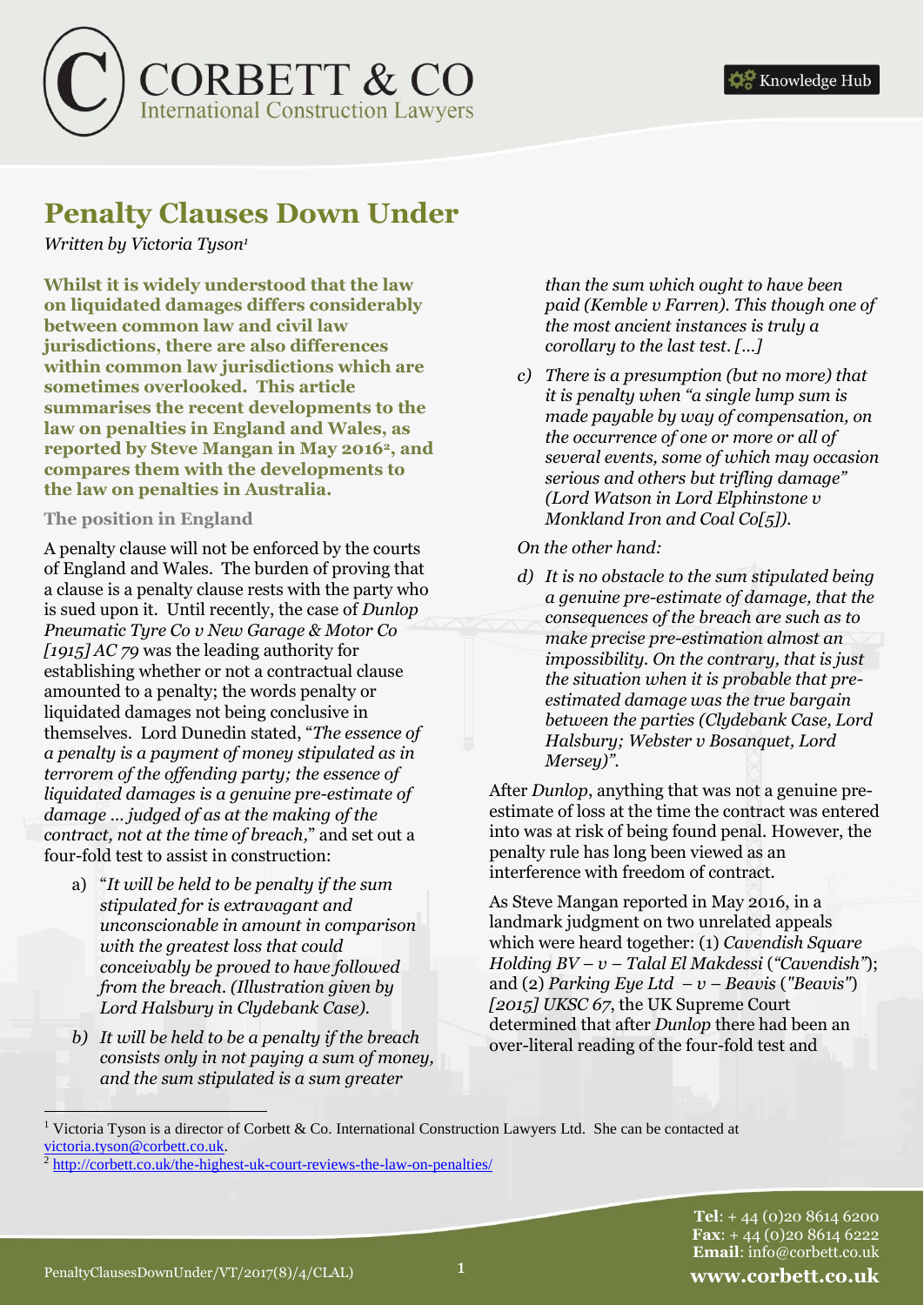# Penalty Clauses Down Under

*Written by Victoria Tyson*[1]

**Whilst it is widely understood that the law on liquidated damages differs considerably between common law and civil law jurisdictions, there are also differences within common law jurisdictions which are sometimes overlooked. This article summarises the recent developments to the law on penalties in England and Wales, as reported by Steve Mangan in May 2016[2], and compares them with the developments to the law on penalties in Australia.**

### The position in England

A penalty clause will not be enforced by the courts of England and Wales. The burden of proving that a clause is a penalty clause rests with the party who is sued upon it. Until recently, the case of *Dunlop Pneumatic Tyre Co v New Garage & Motor Co [1915] AC 79* was the leading authority for establishing whether or not a contractual clause amounted to a penalty; the words penalty or liquidated damages not being conclusive in themselves. Lord Dunedin stated, "*The essence of a penalty is a payment of money stipulated as in terrorem of the offending party; the essence of liquidated damages is a genuine pre-estimate of damage … judged of as at the making of the contract, not at the time of breach,*" and set out a four-fold test to assist in construction:

a) "*It will be held to be penalty if the sum stipulated for is extravagant and unconscionable in amount in comparison with the greatest loss that could conceivably be proved to have followed from the breach. (Illustration given by Lord Halsbury in Clydebank Case).*"

b) *It will be held to be a penalty if the breach consists only in not paying a sum of money, and the sum stipulated is a sum greater than the sum which ought to have been paid (Kemble v Farren). This though one of the most ancient instances is truly a corollary to the last test. […]*

c) *There is a presumption (but no more) that it is penalty when "a single lump sum is made payable by way of compensation, on the occurrence of one or more or all of several events, some of which may occasion serious and others but trifling damage" (Lord Watson in Lord Elphinstone v Monkland Iron and Coal Co[5]).*

*On the other hand:*

d) *It is no obstacle to the sum stipulated being a genuine pre-estimate of damage, that the consequences of the breach are such as to make precise pre-estimation almost an impossibility. On the contrary, that is just the situation when it is probable that pre-estimated damage was the true bargain between the parties (Clydebank Case, Lord Halsbury; Webster v Bosanquet, Lord Mersey)".*

After *Dunlop*, anything that was not a genuine pre-estimate of loss at the time the contract was entered into was at risk of being found penal. However, the penalty rule has long been viewed as an interference with freedom of contract.

As Steve Mangan reported in May 2016, in a landmark judgment on two unrelated appeals which were heard together: (1) *Cavendish Square Holding BV – v – Talal El Makdessi* (*"Cavendish"*); and (2) *Parking Eye Ltd – v – Beavis* (*"Beavis"*) *[2015] UKSC 67*, the UK Supreme Court determined that after *Dunlop* there had been an over-literal reading of the four-fold test and

---

[1] Victoria Tyson is a director of Corbett & Co. International Construction Lawyers Ltd. She can be contacted at victoria.tyson@corbett.co.uk.

[2] http://corbett.co.uk/the-highest-uk-court-reviews-the-law-on-penalties/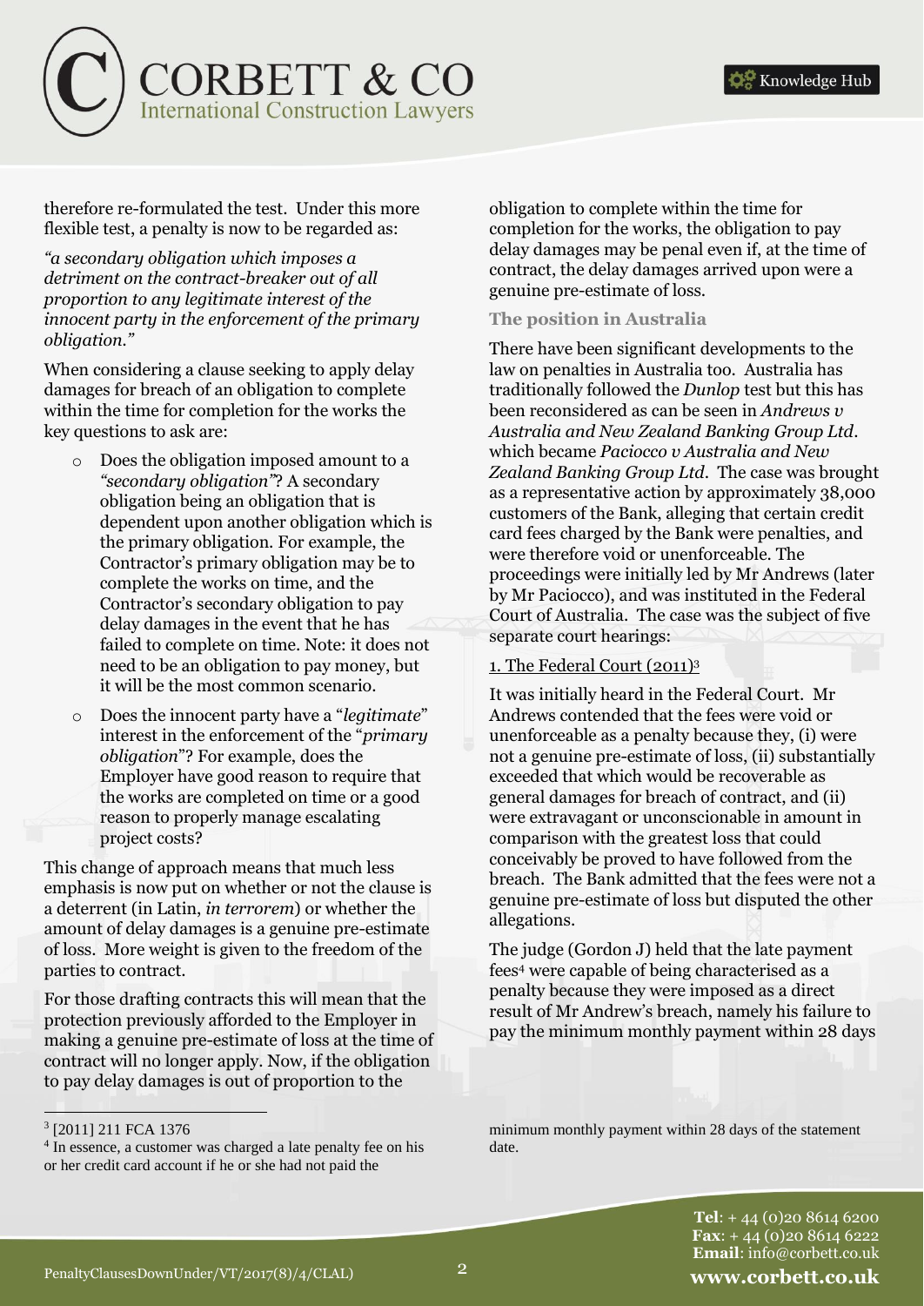therefore re-formulated the test. Under this more flexible test, a penalty is now to be regarded as:

*"a secondary obligation which imposes a detriment on the contract-breaker out of all proportion to any legitimate interest of the innocent party in the enforcement of the primary obligation."*

When considering a clause seeking to apply delay damages for breach of an obligation to complete within the time for completion for the works the key questions to ask are:

- Does the obligation imposed amount to a *"secondary obligation"*? A secondary obligation being an obligation that is dependent upon another obligation which is the primary obligation. For example, the Contractor's primary obligation may be to complete the works on time, and the Contractor's secondary obligation to pay delay damages in the event that he has failed to complete on time. Note: it does not need to be an obligation to pay money, but it will be the most common scenario.
- Does the innocent party have a "*legitimate*" interest in the enforcement of the "*primary obligation*"? For example, does the Employer have good reason to require that the works are completed on time or a good reason to properly manage escalating project costs?

This change of approach means that much less emphasis is now put on whether or not the clause is a deterrent (in Latin, *in terrorem*) or whether the amount of delay damages is a genuine pre-estimate of loss. More weight is given to the freedom of the parties to contract.

For those drafting contracts this will mean that the protection previously afforded to the Employer in making a genuine pre-estimate of loss at the time of contract will no longer apply. Now, if the obligation to pay delay damages is out of proportion to the obligation to complete within the time for completion for the works, the obligation to pay delay damages may be penal even if, at the time of contract, the delay damages arrived upon were a genuine pre-estimate of loss.

### The position in Australia

There have been significant developments to the law on penalties in Australia too. Australia has traditionally followed the *Dunlop* test but this has been reconsidered as can be seen in *Andrews v Australia and New Zealand Banking Group Ltd*. which became *Paciocco v Australia and New Zealand Banking Group Ltd*. The case was brought as a representative action by approximately 38,000 customers of the Bank, alleging that certain credit card fees charged by the Bank were penalties, and were therefore void or unenforceable. The proceedings were initially led by Mr Andrews (later by Mr Paciocco), and was instituted in the Federal Court of Australia. The case was the subject of five separate court hearings:

1. The Federal Court (2011)[3]

It was initially heard in the Federal Court. Mr Andrews contended that the fees were void or unenforceable as a penalty because they, (i) were not a genuine pre-estimate of loss, (ii) substantially exceeded that which would be recoverable as general damages for breach of contract, and (ii) were extravagant or unconscionable in amount in comparison with the greatest loss that could conceivably be proved to have followed from the breach. The Bank admitted that the fees were not a genuine pre-estimate of loss but disputed the other allegations.

The judge (Gordon J) held that the late payment fees[4] were capable of being characterised as a penalty because they were imposed as a direct result of Mr Andrew's breach, namely his failure to pay the minimum monthly payment within 28 days

---

[3] [2011] 211 FCA 1376

[4] In essence, a customer was charged a late penalty fee on his or her credit card account if he or she had not paid the minimum monthly payment within 28 days of the statement date.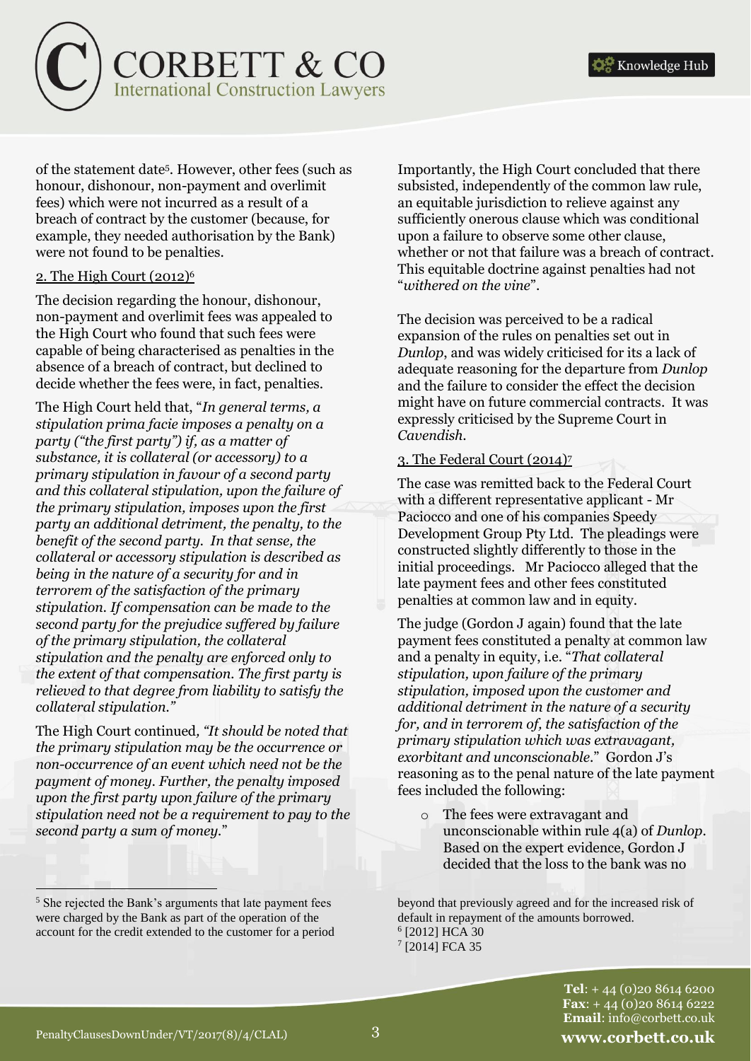of the statement date[5]. However, other fees (such as honour, dishonour, non-payment and overlimit fees) which were not incurred as a result of a breach of contract by the customer (because, for example, they needed authorisation by the Bank) were not found to be penalties.

2. The High Court (2012)[6]

The decision regarding the honour, dishonour, non-payment and overlimit fees was appealed to the High Court who found that such fees were capable of being characterised as penalties in the absence of a breach of contract, but declined to decide whether the fees were, in fact, penalties.

The High Court held that, "*In general terms, a stipulation prima facie imposes a penalty on a party ("the first party") if, as a matter of substance, it is collateral (or accessory) to a primary stipulation in favour of a second party and this collateral stipulation, upon the failure of the primary stipulation, imposes upon the first party an additional detriment, the penalty, to the benefit of the second party. In that sense, the collateral or accessory stipulation is described as being in the nature of a security for and in terrorem of the satisfaction of the primary stipulation. If compensation can be made to the second party for the prejudice suffered by failure of the primary stipulation, the collateral stipulation and the penalty are enforced only to the extent of that compensation. The first party is relieved to that degree from liability to satisfy the collateral stipulation.*"

The High Court continued, *"It should be noted that the primary stipulation may be the occurrence or non-occurrence of an event which need not be the payment of money. Further, the penalty imposed upon the first party upon failure of the primary stipulation need not be a requirement to pay to the second party a sum of money.*"

Importantly, the High Court concluded that there subsisted, independently of the common law rule, an equitable jurisdiction to relieve against any sufficiently onerous clause which was conditional upon a failure to observe some other clause, whether or not that failure was a breach of contract. This equitable doctrine against penalties had not "*withered on the vine*".

The decision was perceived to be a radical expansion of the rules on penalties set out in *Dunlop*, and was widely criticised for its a lack of adequate reasoning for the departure from *Dunlop* and the failure to consider the effect the decision might have on future commercial contracts. It was expressly criticised by the Supreme Court in *Cavendish*.

3. The Federal Court (2014)[7]

The case was remitted back to the Federal Court with a different representative applicant - Mr Paciocco and one of his companies Speedy Development Group Pty Ltd. The pleadings were constructed slightly differently to those in the initial proceedings. Mr Paciocco alleged that the late payment fees and other fees constituted penalties at common law and in equity.

The judge (Gordon J again) found that the late payment fees constituted a penalty at common law and a penalty in equity, i.e. "*That collateral stipulation, upon failure of the primary stipulation, imposed upon the customer and additional detriment in the nature of a security for, and in terrorem of, the satisfaction of the primary stipulation which was extravagant, exorbitant and unconscionable*." Gordon J's reasoning as to the penal nature of the late payment fees included the following:

- The fees were extravagant and unconscionable within rule 4(a) of *Dunlop*. Based on the expert evidence, Gordon J decided that the loss to the bank was no

---

[5] She rejected the Bank's arguments that late payment fees were charged by the Bank as part of the operation of the account for the credit extended to the customer for a period beyond that previously agreed and for the increased risk of default in repayment of the amounts borrowed.

[6] [2012] HCA 30

[7] [2014] FCA 35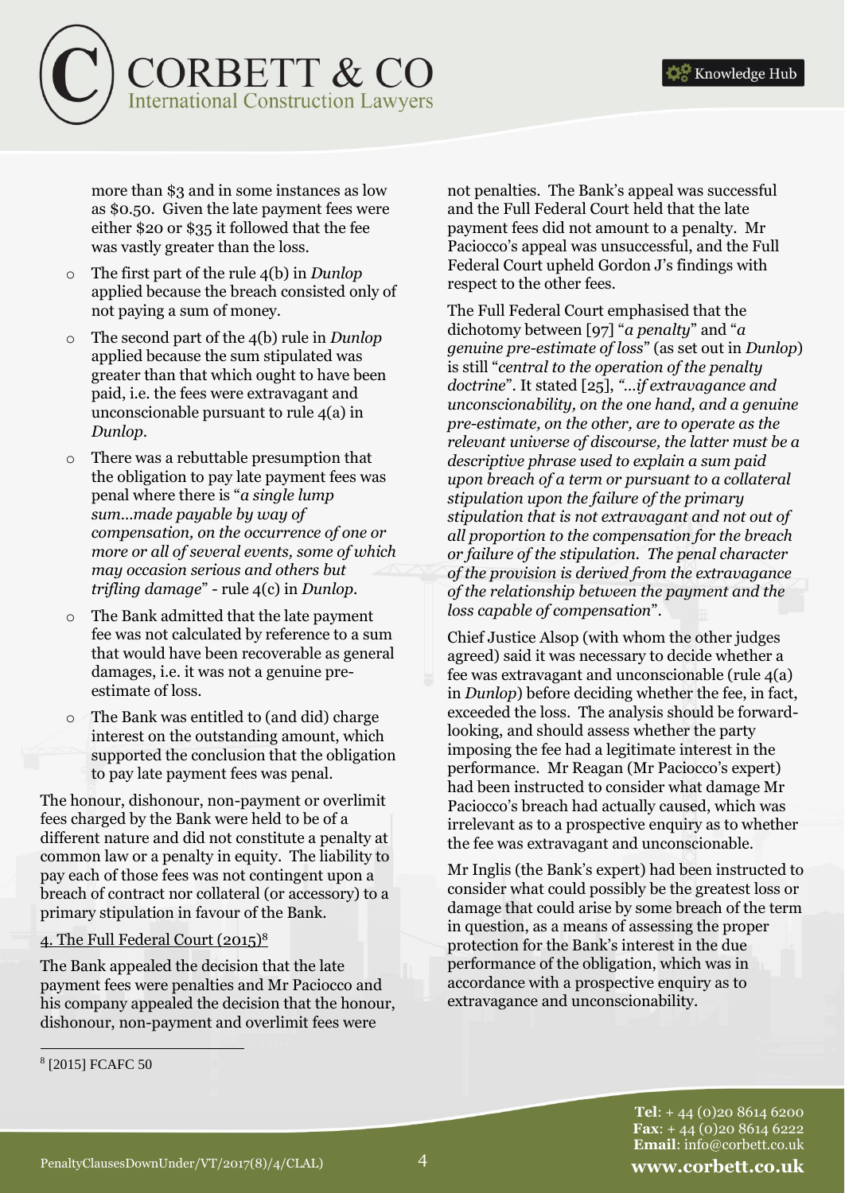more than $3 and in some instances as low as $0.50. Given the late payment fees were either $20 or $35 it followed that the fee was vastly greater than the loss.

- The first part of the rule 4(b) in *Dunlop* applied because the breach consisted only of not paying a sum of money.
- The second part of the 4(b) rule in *Dunlop* applied because the sum stipulated was greater than that which ought to have been paid, i.e. the fees were extravagant and unconscionable pursuant to rule 4(a) in *Dunlop*.
- There was a rebuttable presumption that the obligation to pay late payment fees was penal where there is "*a single lump sum…made payable by way of compensation, on the occurrence of one or more or all of several events, some of which may occasion serious and others but trifling damage*" - rule 4(c) in *Dunlop*.
- The Bank admitted that the late payment fee was not calculated by reference to a sum that would have been recoverable as general damages, i.e. it was not a genuine pre-estimate of loss.
- The Bank was entitled to (and did) charge interest on the outstanding amount, which supported the conclusion that the obligation to pay late payment fees was penal.

The honour, dishonour, non-payment or overlimit fees charged by the Bank were held to be of a different nature and did not constitute a penalty at common law or a penalty in equity. The liability to pay each of those fees was not contingent upon a breach of contract nor collateral (or accessory) to a primary stipulation in favour of the Bank.

4. The Full Federal Court (2015)[8]

The Bank appealed the decision that the late payment fees were penalties and Mr Paciocco and his company appealed the decision that the honour, dishonour, non-payment and overlimit fees were not penalties. The Bank's appeal was successful and the Full Federal Court held that the late payment fees did not amount to a penalty. Mr Paciocco's appeal was unsuccessful, and the Full Federal Court upheld Gordon J's findings with respect to the other fees.

The Full Federal Court emphasised that the dichotomy between [97] "*a penalty*" and "*a genuine pre-estimate of loss*" (as set out in *Dunlop*) is still "*central to the operation of the penalty doctrine*". It stated [25], "*…if extravagance and unconscionability, on the one hand, and a genuine pre-estimate, on the other, are to operate as the relevant universe of discourse, the latter must be a descriptive phrase used to explain a sum paid upon breach of a term or pursuant to a collateral stipulation upon the failure of the primary stipulation that is not extravagant and not out of all proportion to the compensation for the breach or failure of the stipulation. The penal character of the provision is derived from the extravagance of the relationship between the payment and the loss capable of compensation*".

Chief Justice Alsop (with whom the other judges agreed) said it was necessary to decide whether a fee was extravagant and unconscionable (rule 4(a) in *Dunlop*) before deciding whether the fee, in fact, exceeded the loss. The analysis should be forward-looking, and should assess whether the party imposing the fee had a legitimate interest in the performance. Mr Reagan (Mr Paciocco's expert) had been instructed to consider what damage Mr Paciocco's breach had actually caused, which was irrelevant as to a prospective enquiry as to whether the fee was extravagant and unconscionable.

Mr Inglis (the Bank's expert) had been instructed to consider what could possibly be the greatest loss or damage that could arise by some breach of the term in question, as a means of assessing the proper protection for the Bank's interest in the due performance of the obligation, which was in accordance with a prospective enquiry as to extravagance and unconscionability.

[8] [2015] FCAFC 50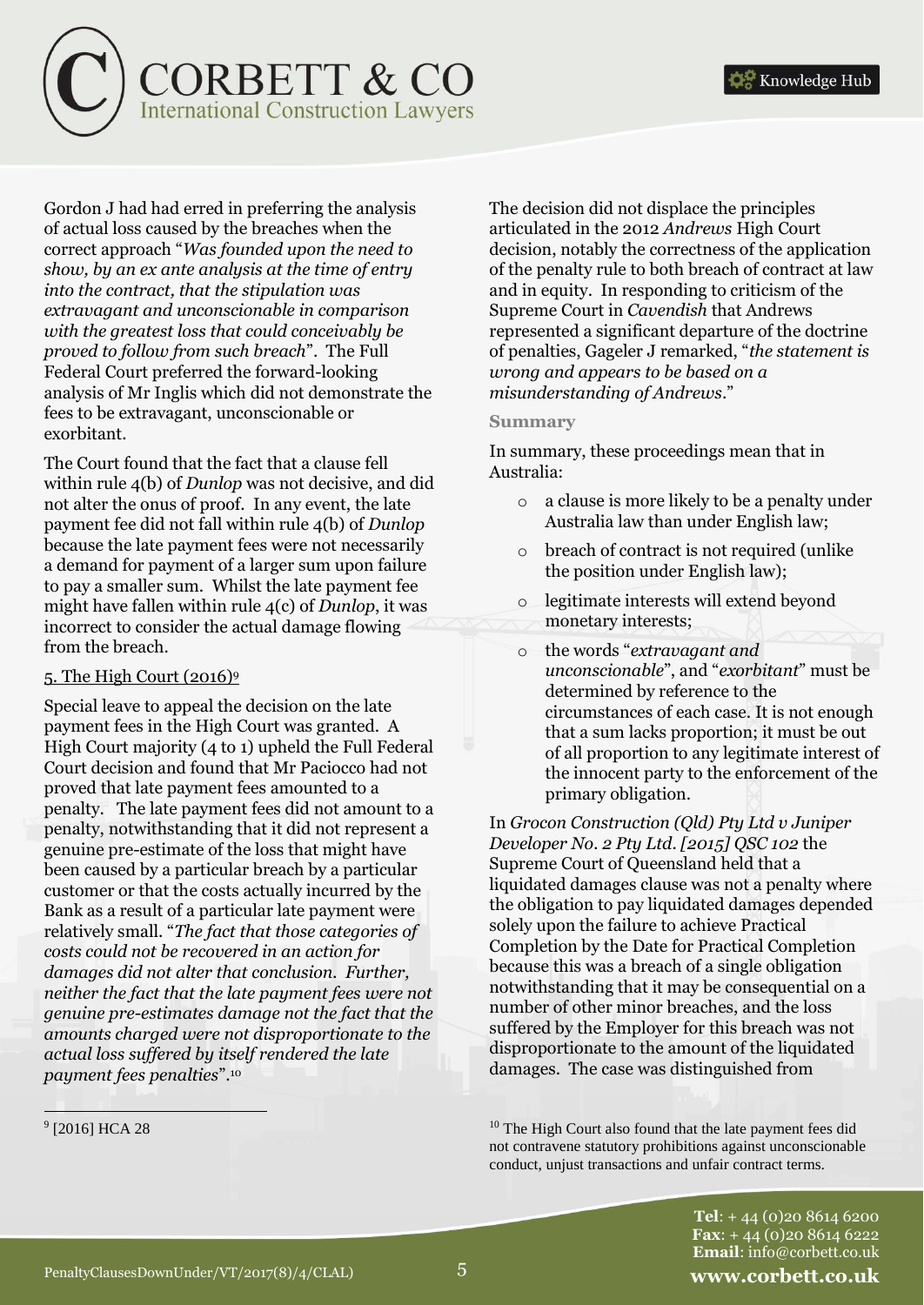Gordon J had had erred in preferring the analysis of actual loss caused by the breaches when the correct approach "*Was founded upon the need to show, by an ex ante analysis at the time of entry into the contract, that the stipulation was extravagant and unconscionable in comparison with the greatest loss that could conceivably be proved to follow from such breach*". The Full Federal Court preferred the forward-looking analysis of Mr Inglis which did not demonstrate the fees to be extravagant, unconscionable or exorbitant.

The Court found that the fact that a clause fell within rule 4(b) of *Dunlop* was not decisive, and did not alter the onus of proof. In any event, the late payment fee did not fall within rule 4(b) of *Dunlop* because the late payment fees were not necessarily a demand for payment of a larger sum upon failure to pay a smaller sum. Whilst the late payment fee might have fallen within rule 4(c) of *Dunlop*, it was incorrect to consider the actual damage flowing from the breach.

5. The High Court (2016)[9]

Special leave to appeal the decision on the late payment fees in the High Court was granted. A High Court majority (4 to 1) upheld the Full Federal Court decision and found that Mr Paciocco had not proved that late payment fees amounted to a penalty. The late payment fees did not amount to a penalty, notwithstanding that it did not represent a genuine pre-estimate of the loss that might have been caused by a particular breach by a particular customer or that the costs actually incurred by the Bank as a result of a particular late payment were relatively small. "*The fact that those categories of costs could not be recovered in an action for damages did not alter that conclusion. Further, neither the fact that the late payment fees were not genuine pre-estimates damage not the fact that the amounts charged were not disproportionate to the actual loss suffered by itself rendered the late payment fees penalties*".[10]

The decision did not displace the principles articulated in the 2012 *Andrews* High Court decision, notably the correctness of the application of the penalty rule to both breach of contract at law and in equity. In responding to criticism of the Supreme Court in *Cavendish* that Andrews represented a significant departure of the doctrine of penalties, Gageler J remarked, "*the statement is wrong and appears to be based on a misunderstanding of Andrews*."

**Summary**

In summary, these proceedings mean that in Australia:

- a clause is more likely to be a penalty under Australia law than under English law;
- breach of contract is not required (unlike the position under English law);
- legitimate interests will extend beyond monetary interests;
- the words "*extravagant and unconscionable*", and "*exorbitant*" must be determined by reference to the circumstances of each case. It is not enough that a sum lacks proportion; it must be out of all proportion to any legitimate interest of the innocent party to the enforcement of the primary obligation.

In *Grocon Construction (Qld) Pty Ltd v Juniper Developer No. 2 Pty Ltd. [2015] QSC 102* the Supreme Court of Queensland held that a liquidated damages clause was not a penalty where the obligation to pay liquidated damages depended solely upon the failure to achieve Practical Completion by the Date for Practical Completion because this was a breach of a single obligation notwithstanding that it may be consequential on a number of other minor breaches, and the loss suffered by the Employer for this breach was not disproportionate to the amount of the liquidated damages. The case was distinguished from

---

[9] [2016] HCA 28

[10] The High Court also found that the late payment fees did not contravene statutory prohibitions against unconscionable conduct, unjust transactions and unfair contract terms.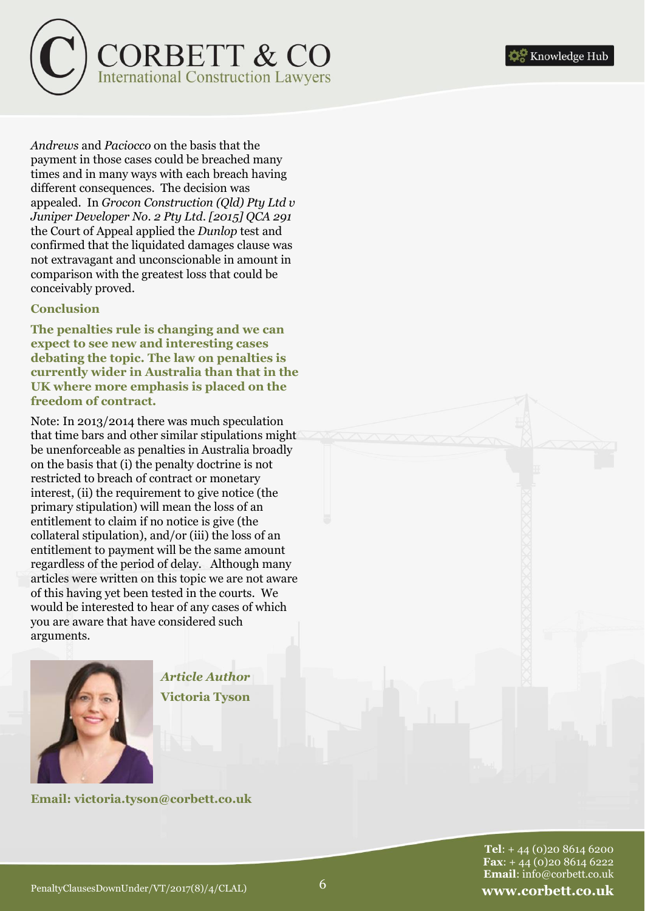*Andrews* and *Paciocco* on the basis that the payment in those cases could be breached many times and in many ways with each breach having different consequences. The decision was appealed. In *Grocon Construction (Qld) Pty Ltd v Juniper Developer No. 2 Pty Ltd. [2015] QCA 291* the Court of Appeal applied the *Dunlop* test and confirmed that the liquidated damages clause was not extravagant and unconscionable in amount in comparison with the greatest loss that could be conceivably proved.

### Conclusion

**The penalties rule is changing and we can expect to see new and interesting cases debating the topic. The law on penalties is currently wider in Australia than that in the UK where more emphasis is placed on the freedom of contract.**

Note: In 2013/2014 there was much speculation that time bars and other similar stipulations might be unenforceable as penalties in Australia broadly on the basis that (i) the penalty doctrine is not restricted to breach of contract or monetary interest, (ii) the requirement to give notice (the primary stipulation) will mean the loss of an entitlement to claim if no notice is give (the collateral stipulation), and/or (iii) the loss of an entitlement to payment will be the same amount regardless of the period of delay. Although many articles were written on this topic we are not aware of this having yet been tested in the courts. We would be interested to hear of any cases of which you are aware that have considered such arguments.

***Article Author***
**Victoria Tyson**

**Email: victoria.tyson@corbett.co.uk**